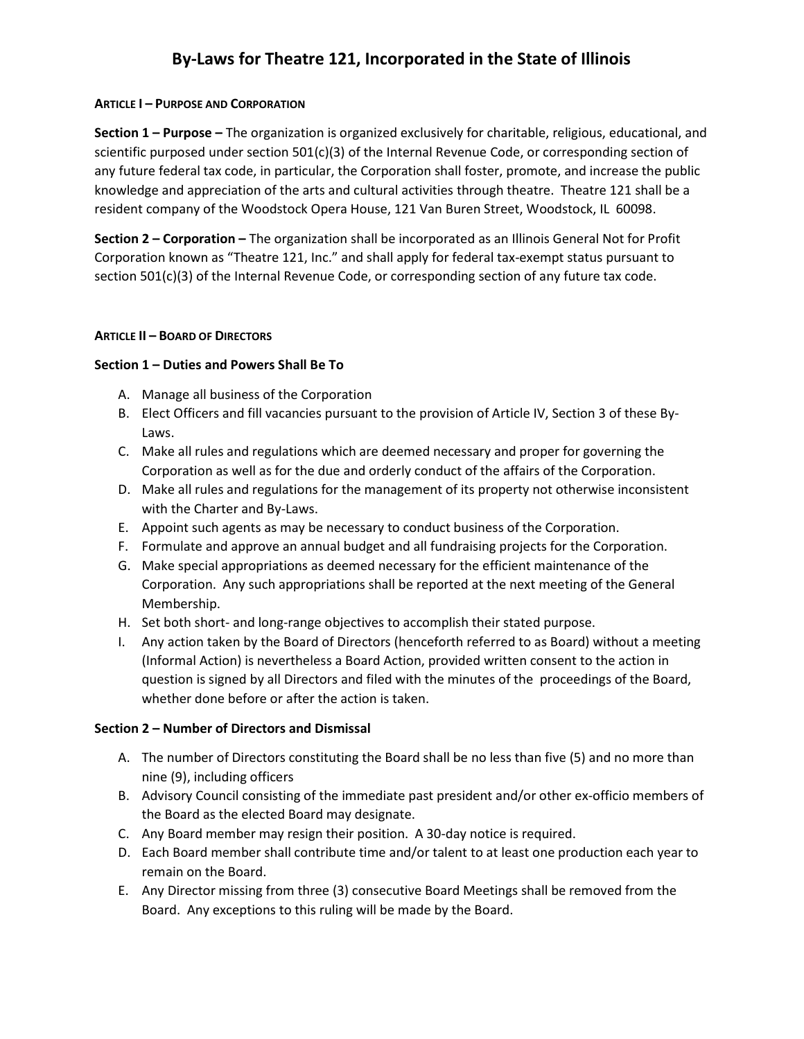# By-Laws for Theatre 121, Incorporated in the State of Illinois

## ARTICLE I – PURPOSE AND CORPORATION

**Section 1 – Purpose –** The organization is organized exclusively for charitable, religious, educational, and scientific purposed under section 501(c)(3) of the Internal Revenue Code, or corresponding section of any future federal tax code, in particular, the Corporation shall foster, promote, and increase the public knowledge and appreciation of the arts and cultural activities through theatre. Theatre 121 shall be a resident company of the Woodstock Opera House, 121 Van Buren Street, Woodstock, IL 60098.

**Section 2 – Corporation –** The organization shall be incorporated as an Illinois General Not for Profit Corporation known as "Theatre 121, Inc." and shall apply for federal tax-exempt status pursuant to section 501(c)(3) of the Internal Revenue Code, or corresponding section of any future tax code.

## ARTICLE II – BOARD OF DIRECTORS

### Section 1 – Duties and Powers Shall Be To

A. Manage all business of the Corporation
B. Elect Officers and fill vacancies pursuant to the provision of Article IV, Section 3 of these By-Laws.
C. Make all rules and regulations which are deemed necessary and proper for governing the Corporation as well as for the due and orderly conduct of the affairs of the Corporation.
D. Make all rules and regulations for the management of its property not otherwise inconsistent with the Charter and By-Laws.
E. Appoint such agents as may be necessary to conduct business of the Corporation.
F. Formulate and approve an annual budget and all fundraising projects for the Corporation.
G. Make special appropriations as deemed necessary for the efficient maintenance of the Corporation. Any such appropriations shall be reported at the next meeting of the General Membership.
H. Set both short- and long-range objectives to accomplish their stated purpose.
I. Any action taken by the Board of Directors (henceforth referred to as Board) without a meeting (Informal Action) is nevertheless a Board Action, provided written consent to the action in question is signed by all Directors and filed with the minutes of the proceedings of the Board, whether done before or after the action is taken.

### Section 2 – Number of Directors and Dismissal

A. The number of Directors constituting the Board shall be no less than five (5) and no more than nine (9), including officers
B. Advisory Council consisting of the immediate past president and/or other ex-officio members of the Board as the elected Board may designate.
C. Any Board member may resign their position. A 30-day notice is required.
D. Each Board member shall contribute time and/or talent to at least one production each year to remain on the Board.
E. Any Director missing from three (3) consecutive Board Meetings shall be removed from the Board. Any exceptions to this ruling will be made by the Board.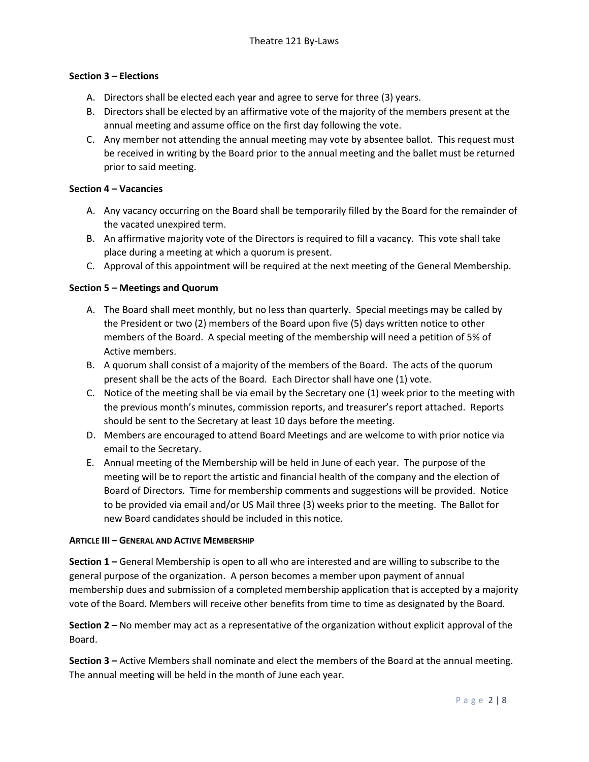### Section 3 – Elections

A. Directors shall be elected each year and agree to serve for three (3) years.
B. Directors shall be elected by an affirmative vote of the majority of the members present at the annual meeting and assume office on the first day following the vote.
C. Any member not attending the annual meeting may vote by absentee ballot. This request must be received in writing by the Board prior to the annual meeting and the ballet must be returned prior to said meeting.

### Section 4 – Vacancies

A. Any vacancy occurring on the Board shall be temporarily filled by the Board for the remainder of the vacated unexpired term.
B. An affirmative majority vote of the Directors is required to fill a vacancy. This vote shall take place during a meeting at which a quorum is present.
C. Approval of this appointment will be required at the next meeting of the General Membership.

### Section 5 – Meetings and Quorum

A. The Board shall meet monthly, but no less than quarterly. Special meetings may be called by the President or two (2) members of the Board upon five (5) days written notice to other members of the Board. A special meeting of the membership will need a petition of 5% of Active members.
B. A quorum shall consist of a majority of the members of the Board. The acts of the quorum present shall be the acts of the Board. Each Director shall have one (1) vote.
C. Notice of the meeting shall be via email by the Secretary one (1) week prior to the meeting with the previous month's minutes, commission reports, and treasurer's report attached. Reports should be sent to the Secretary at least 10 days before the meeting.
D. Members are encouraged to attend Board Meetings and are welcome to with prior notice via email to the Secretary.
E. Annual meeting of the Membership will be held in June of each year. The purpose of the meeting will be to report the artistic and financial health of the company and the election of Board of Directors. Time for membership comments and suggestions will be provided. Notice to be provided via email and/or US Mail three (3) weeks prior to the meeting. The Ballot for new Board candidates should be included in this notice.

## Article III – General and Active Membership

**Section 1 –** General Membership is open to all who are interested and are willing to subscribe to the general purpose of the organization. A person becomes a member upon payment of annual membership dues and submission of a completed membership application that is accepted by a majority vote of the Board. Members will receive other benefits from time to time as designated by the Board.

**Section 2 –** No member may act as a representative of the organization without explicit approval of the Board.

**Section 3 –** Active Members shall nominate and elect the members of the Board at the annual meeting. The annual meeting will be held in the month of June each year.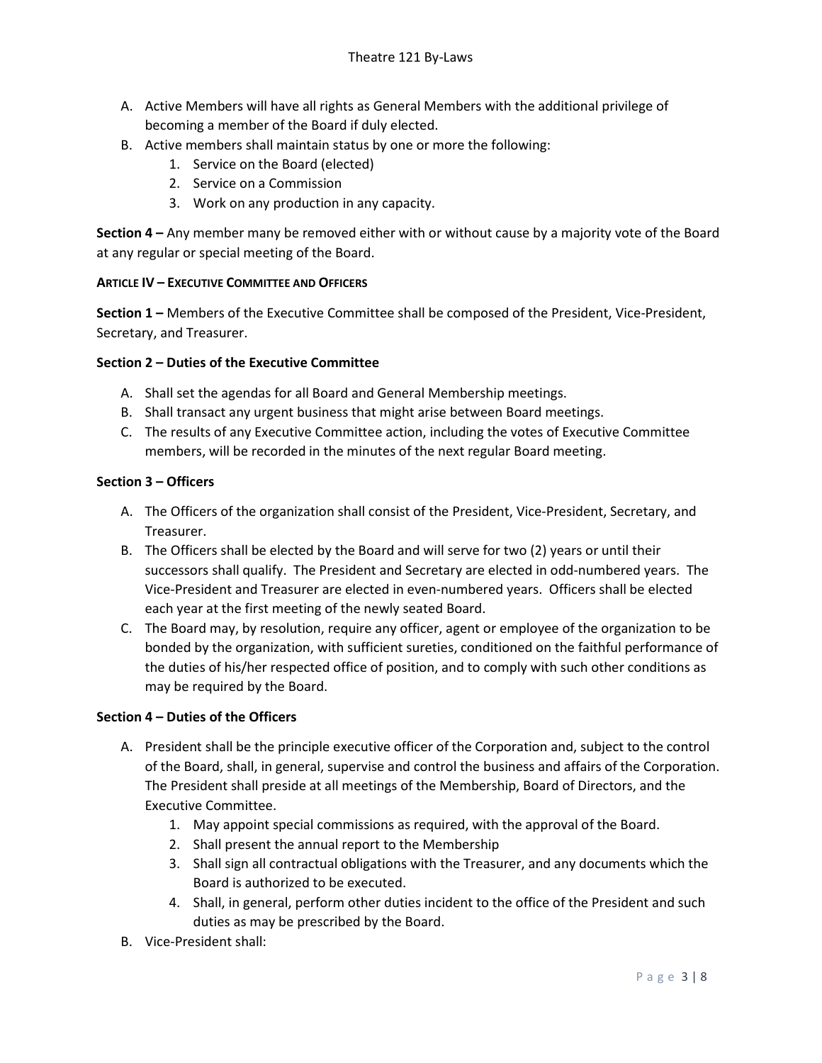A. Active Members will have all rights as General Members with the additional privilege of becoming a member of the Board if duly elected.
B. Active members shall maintain status by one or more the following:
    1. Service on the Board (elected)
    2. Service on a Commission
    3. Work on any production in any capacity.

**Section 4 –** Any member many be removed either with or without cause by a majority vote of the Board at any regular or special meeting of the Board.

**ARTICLE IV – EXECUTIVE COMMITTEE AND OFFICERS**

**Section 1 –** Members of the Executive Committee shall be composed of the President, Vice-President, Secretary, and Treasurer.

**Section 2 – Duties of the Executive Committee**

A. Shall set the agendas for all Board and General Membership meetings.
B. Shall transact any urgent business that might arise between Board meetings.
C. The results of any Executive Committee action, including the votes of Executive Committee members, will be recorded in the minutes of the next regular Board meeting.

**Section 3 – Officers**

A. The Officers of the organization shall consist of the President, Vice-President, Secretary, and Treasurer.
B. The Officers shall be elected by the Board and will serve for two (2) years or until their successors shall qualify. The President and Secretary are elected in odd-numbered years. The Vice-President and Treasurer are elected in even-numbered years. Officers shall be elected each year at the first meeting of the newly seated Board.
C. The Board may, by resolution, require any officer, agent or employee of the organization to be bonded by the organization, with sufficient sureties, conditioned on the faithful performance of the duties of his/her respected office of position, and to comply with such other conditions as may be required by the Board.

**Section 4 – Duties of the Officers**

A. President shall be the principle executive officer of the Corporation and, subject to the control of the Board, shall, in general, supervise and control the business and affairs of the Corporation. The President shall preside at all meetings of the Membership, Board of Directors, and the Executive Committee.
    1. May appoint special commissions as required, with the approval of the Board.
    2. Shall present the annual report to the Membership
    3. Shall sign all contractual obligations with the Treasurer, and any documents which the Board is authorized to be executed.
    4. Shall, in general, perform other duties incident to the office of the President and such duties as may be prescribed by the Board.
B. Vice-President shall: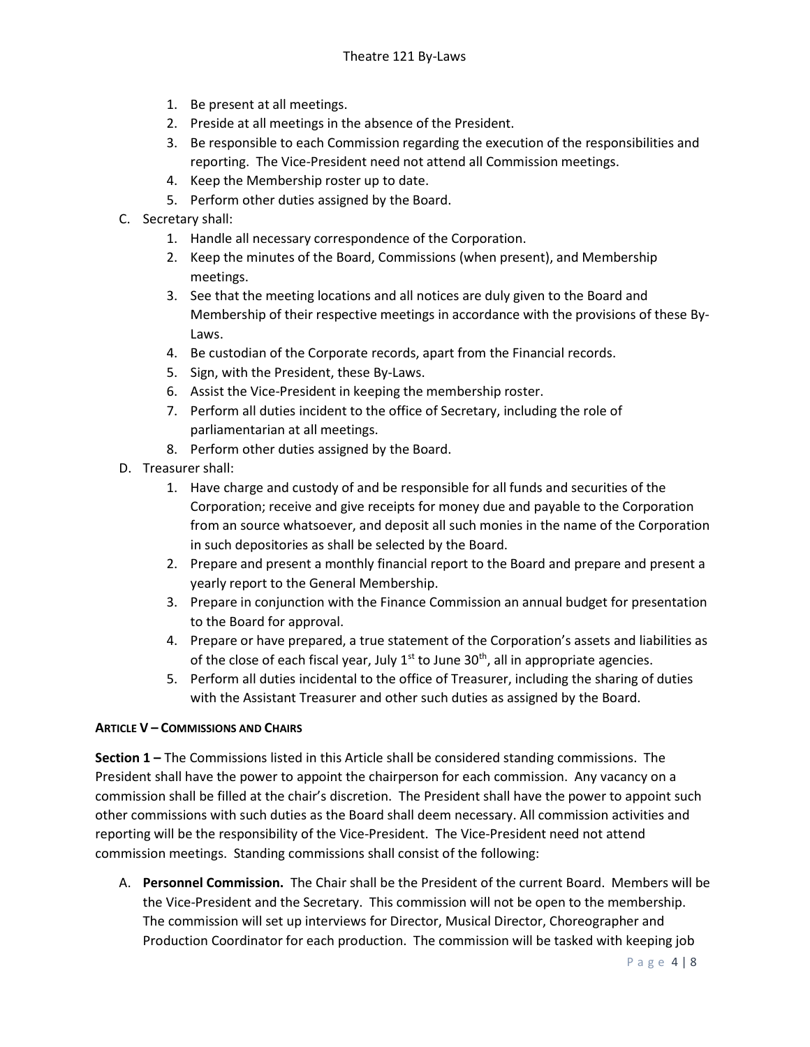1. Be present at all meetings.
2. Preside at all meetings in the absence of the President.
3. Be responsible to each Commission regarding the execution of the responsibilities and reporting. The Vice-President need not attend all Commission meetings.
4. Keep the Membership roster up to date.
5. Perform other duties assigned by the Board.

C. Secretary shall:
   1. Handle all necessary correspondence of the Corporation.
   2. Keep the minutes of the Board, Commissions (when present), and Membership meetings.
   3. See that the meeting locations and all notices are duly given to the Board and Membership of their respective meetings in accordance with the provisions of these By-Laws.
   4. Be custodian of the Corporate records, apart from the Financial records.
   5. Sign, with the President, these By-Laws.
   6. Assist the Vice-President in keeping the membership roster.
   7. Perform all duties incident to the office of Secretary, including the role of parliamentarian at all meetings.
   8. Perform other duties assigned by the Board.

D. Treasurer shall:
   1. Have charge and custody of and be responsible for all funds and securities of the Corporation; receive and give receipts for money due and payable to the Corporation from an source whatsoever, and deposit all such monies in the name of the Corporation in such depositories as shall be selected by the Board.
   2. Prepare and present a monthly financial report to the Board and prepare and present a yearly report to the General Membership.
   3. Prepare in conjunction with the Finance Commission an annual budget for presentation to the Board for approval.
   4. Prepare or have prepared, a true statement of the Corporation's assets and liabilities as of the close of each fiscal year, July 1st to June 30th, all in appropriate agencies.
   5. Perform all duties incidental to the office of Treasurer, including the sharing of duties with the Assistant Treasurer and other such duties as assigned by the Board.

**ARTICLE V – COMMISSIONS AND CHAIRS**

**Section 1 –** The Commissions listed in this Article shall be considered standing commissions. The President shall have the power to appoint the chairperson for each commission. Any vacancy on a commission shall be filled at the chair's discretion. The President shall have the power to appoint such other commissions with such duties as the Board shall deem necessary. All commission activities and reporting will be the responsibility of the Vice-President. The Vice-President need not attend commission meetings. Standing commissions shall consist of the following:

A. **Personnel Commission.** The Chair shall be the President of the current Board. Members will be the Vice-President and the Secretary. This commission will not be open to the membership. The commission will set up interviews for Director, Musical Director, Choreographer and Production Coordinator for each production. The commission will be tasked with keeping job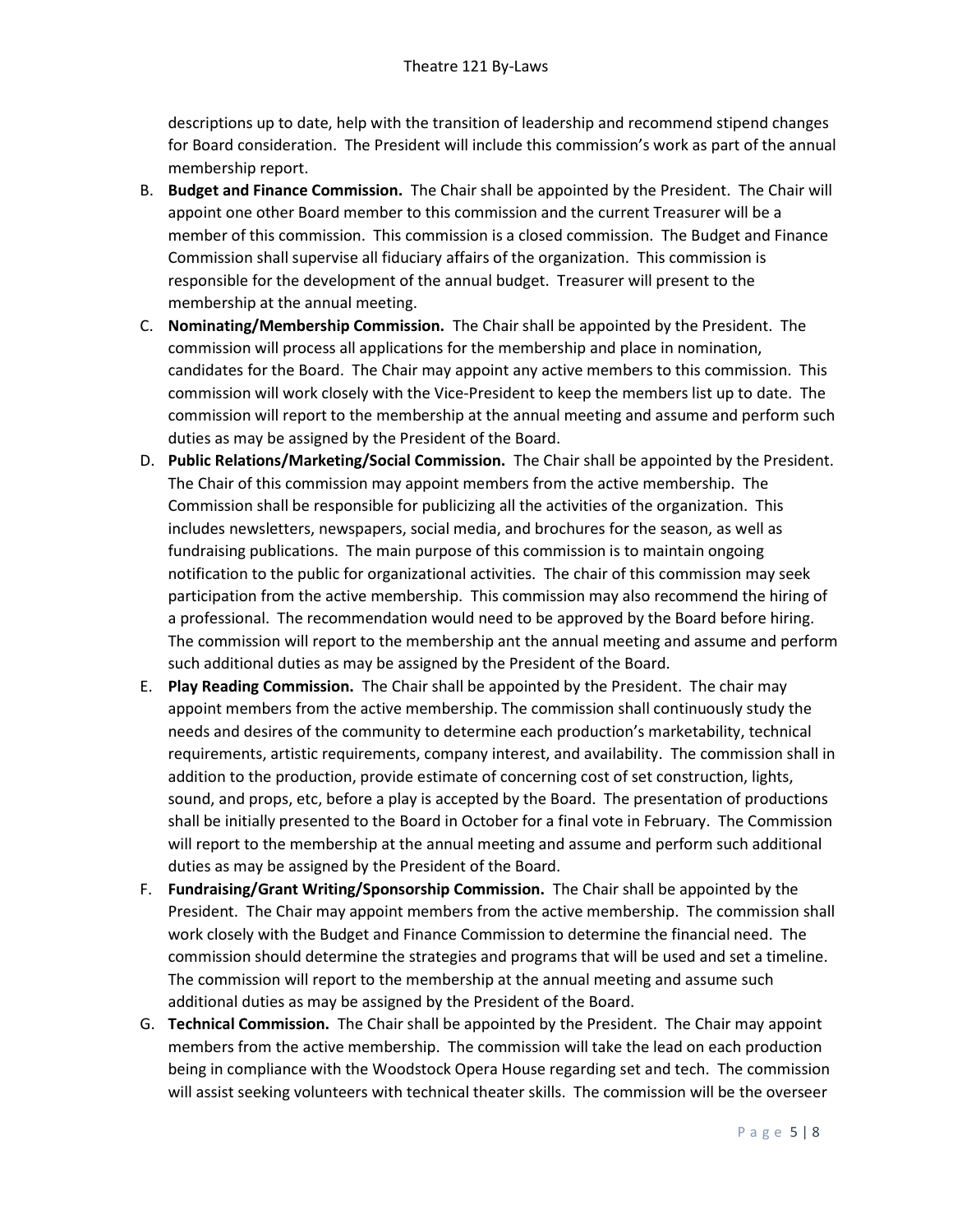descriptions up to date, help with the transition of leadership and recommend stipend changes for Board consideration. The President will include this commission's work as part of the annual membership report.

B. **Budget and Finance Commission.** The Chair shall be appointed by the President. The Chair will appoint one other Board member to this commission and the current Treasurer will be a member of this commission. This commission is a closed commission. The Budget and Finance Commission shall supervise all fiduciary affairs of the organization. This commission is responsible for the development of the annual budget. Treasurer will present to the membership at the annual meeting.
C. **Nominating/Membership Commission.** The Chair shall be appointed by the President. The commission will process all applications for the membership and place in nomination, candidates for the Board. The Chair may appoint any active members to this commission. This commission will work closely with the Vice-President to keep the members list up to date. The commission will report to the membership at the annual meeting and assume and perform such duties as may be assigned by the President of the Board.
D. **Public Relations/Marketing/Social Commission.** The Chair shall be appointed by the President. The Chair of this commission may appoint members from the active membership. The Commission shall be responsible for publicizing all the activities of the organization. This includes newsletters, newspapers, social media, and brochures for the season, as well as fundraising publications. The main purpose of this commission is to maintain ongoing notification to the public for organizational activities. The chair of this commission may seek participation from the active membership. This commission may also recommend the hiring of a professional. The recommendation would need to be approved by the Board before hiring. The commission will report to the membership ant the annual meeting and assume and perform such additional duties as may be assigned by the President of the Board.
E. **Play Reading Commission.** The Chair shall be appointed by the President. The chair may appoint members from the active membership. The commission shall continuously study the needs and desires of the community to determine each production's marketability, technical requirements, artistic requirements, company interest, and availability. The commission shall in addition to the production, provide estimate of concerning cost of set construction, lights, sound, and props, etc, before a play is accepted by the Board. The presentation of productions shall be initially presented to the Board in October for a final vote in February. The Commission will report to the membership at the annual meeting and assume and perform such additional duties as may be assigned by the President of the Board.
F. **Fundraising/Grant Writing/Sponsorship Commission.** The Chair shall be appointed by the President. The Chair may appoint members from the active membership. The commission shall work closely with the Budget and Finance Commission to determine the financial need. The commission should determine the strategies and programs that will be used and set a timeline. The commission will report to the membership at the annual meeting and assume such additional duties as may be assigned by the President of the Board.
G. **Technical Commission.** The Chair shall be appointed by the President. The Chair may appoint members from the active membership. The commission will take the lead on each production being in compliance with the Woodstock Opera House regarding set and tech. The commission will assist seeking volunteers with technical theater skills. The commission will be the overseer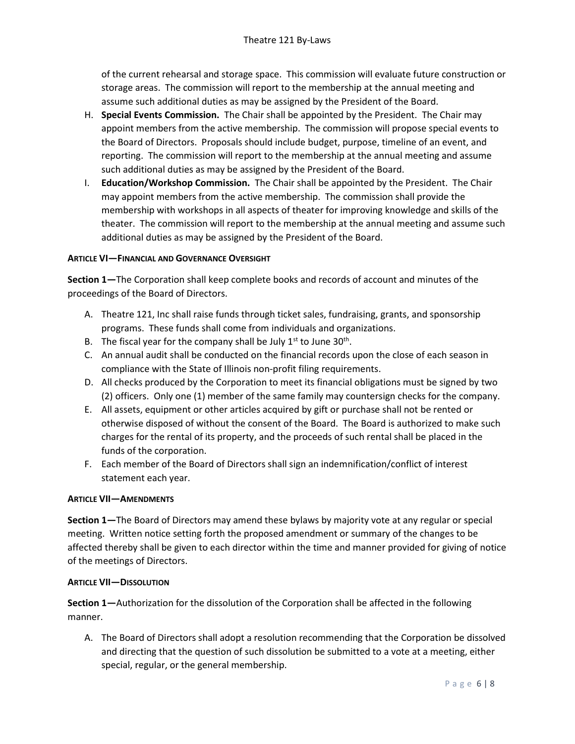of the current rehearsal and storage space. This commission will evaluate future construction or storage areas. The commission will report to the membership at the annual meeting and assume such additional duties as may be assigned by the President of the Board.

H. **Special Events Commission.** The Chair shall be appointed by the President. The Chair may appoint members from the active membership. The commission will propose special events to the Board of Directors. Proposals should include budget, purpose, timeline of an event, and reporting. The commission will report to the membership at the annual meeting and assume such additional duties as may be assigned by the President of the Board.
I. **Education/Workshop Commission.** The Chair shall be appointed by the President. The Chair may appoint members from the active membership. The commission shall provide the membership with workshops in all aspects of theater for improving knowledge and skills of the theater. The commission will report to the membership at the annual meeting and assume such additional duties as may be assigned by the President of the Board.

**ARTICLE VI—FINANCIAL AND GOVERNANCE OVERSIGHT**

**Section 1—**The Corporation shall keep complete books and records of account and minutes of the proceedings of the Board of Directors.

A. Theatre 121, Inc shall raise funds through ticket sales, fundraising, grants, and sponsorship programs. These funds shall come from individuals and organizations.
B. The fiscal year for the company shall be July 1st to June 30th.
C. An annual audit shall be conducted on the financial records upon the close of each season in compliance with the State of Illinois non-profit filing requirements.
D. All checks produced by the Corporation to meet its financial obligations must be signed by two (2) officers. Only one (1) member of the same family may countersign checks for the company.
E. All assets, equipment or other articles acquired by gift or purchase shall not be rented or otherwise disposed of without the consent of the Board. The Board is authorized to make such charges for the rental of its property, and the proceeds of such rental shall be placed in the funds of the corporation.
F. Each member of the Board of Directors shall sign an indemnification/conflict of interest statement each year.

**ARTICLE VII—AMENDMENTS**

**Section 1—**The Board of Directors may amend these bylaws by majority vote at any regular or special meeting. Written notice setting forth the proposed amendment or summary of the changes to be affected thereby shall be given to each director within the time and manner provided for giving of notice of the meetings of Directors.

**ARTICLE VII—DISSOLUTION**

**Section 1—**Authorization for the dissolution of the Corporation shall be affected in the following manner.

A. The Board of Directors shall adopt a resolution recommending that the Corporation be dissolved and directing that the question of such dissolution be submitted to a vote at a meeting, either special, regular, or the general membership.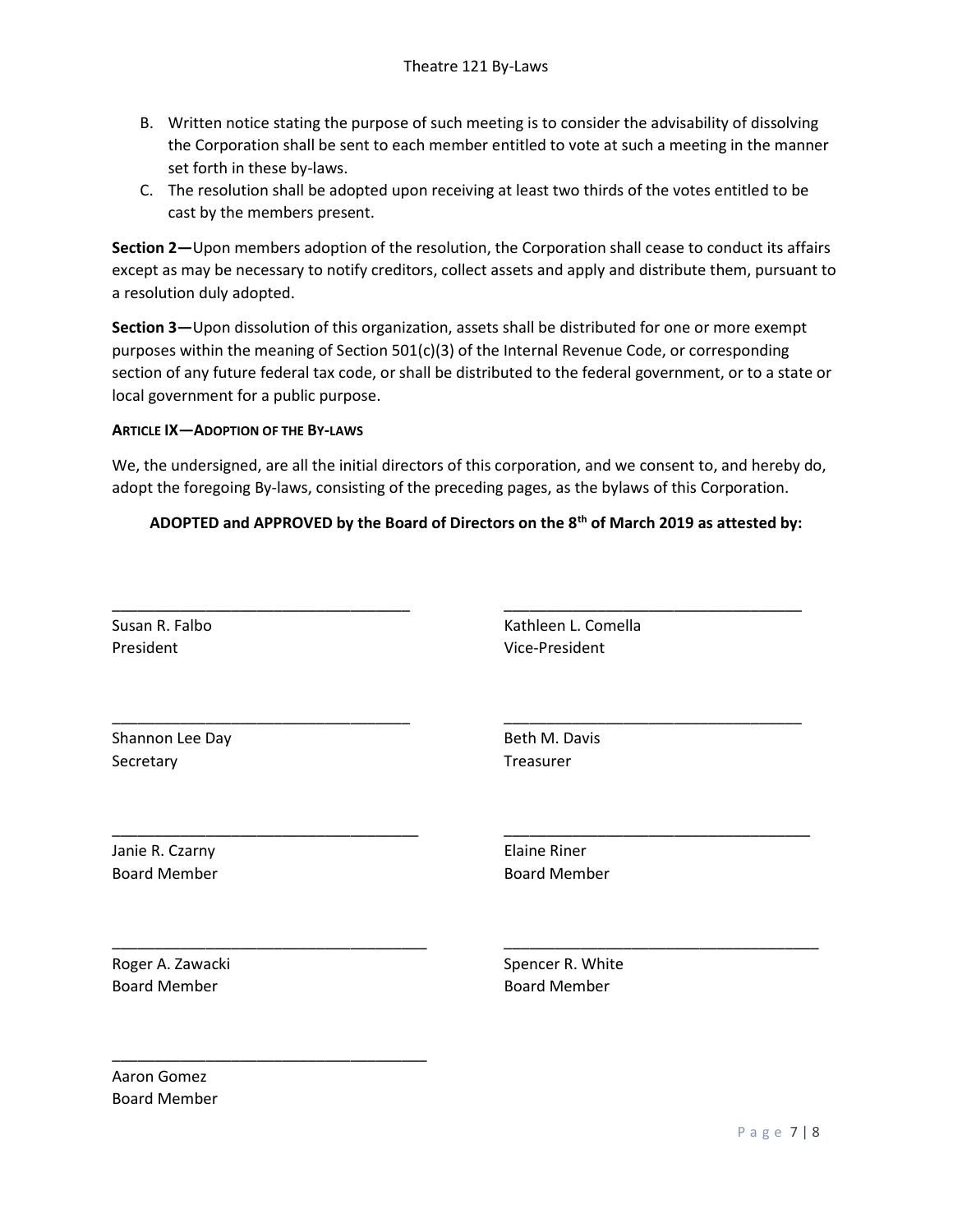B. Written notice stating the purpose of such meeting is to consider the advisability of dissolving the Corporation shall be sent to each member entitled to vote at such a meeting in the manner set forth in these by-laws.
C. The resolution shall be adopted upon receiving at least two thirds of the votes entitled to be cast by the members present.

**Section 2—**Upon members adoption of the resolution, the Corporation shall cease to conduct its affairs except as may be necessary to notify creditors, collect assets and apply and distribute them, pursuant to a resolution duly adopted.

**Section 3—**Upon dissolution of this organization, assets shall be distributed for one or more exempt purposes within the meaning of Section 501(c)(3) of the Internal Revenue Code, or corresponding section of any future federal tax code, or shall be distributed to the federal government, or to a state or local government for a public purpose.

**ARTICLE IX—ADOPTION OF THE BY-LAWS**

We, the undersigned, are all the initial directors of this corporation, and we consent to, and hereby do, adopt the foregoing By-laws, consisting of the preceding pages, as the bylaws of this Corporation.

**ADOPTED and APPROVED by the Board of Directors on the 8th of March 2019 as attested by:**

___________________________________

Susan R. Falbo
President

___________________________________

Kathleen L. Comella
Vice-President

___________________________________

Shannon Lee Day
Secretary

___________________________________

Beth M. Davis
Treasurer

___________________________________

Janie R. Czarny
Board Member

___________________________________

Elaine Riner
Board Member

___________________________________

Roger A. Zawacki
Board Member

___________________________________

Spencer R. White
Board Member

___________________________________

Aaron Gomez
Board Member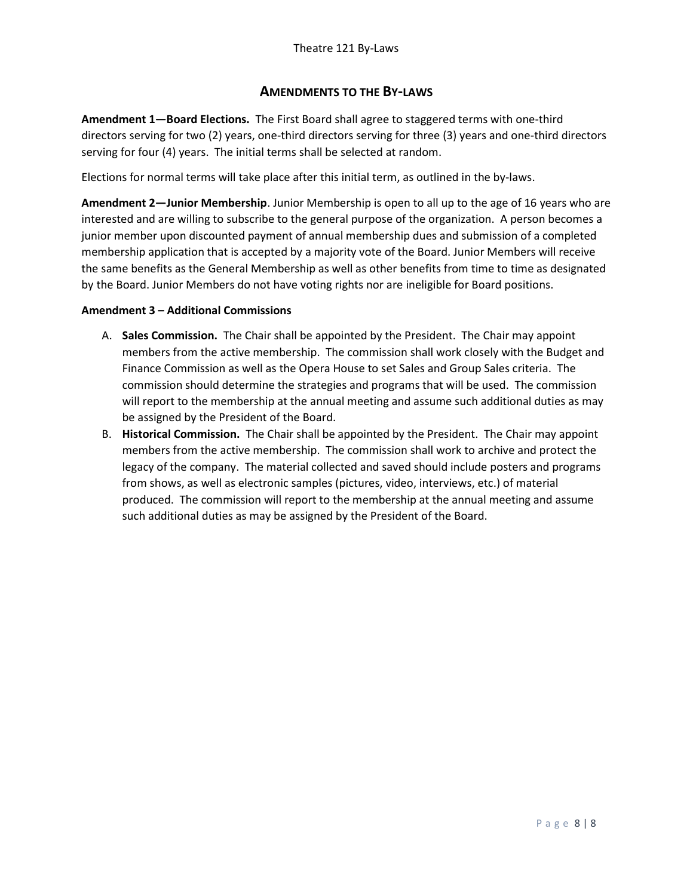## AMENDMENTS TO THE BY-LAWS

**Amendment 1—Board Elections.** The First Board shall agree to staggered terms with one-third directors serving for two (2) years, one-third directors serving for three (3) years and one-third directors serving for four (4) years. The initial terms shall be selected at random.

Elections for normal terms will take place after this initial term, as outlined in the by-laws.

**Amendment 2—Junior Membership**. Junior Membership is open to all up to the age of 16 years who are interested and are willing to subscribe to the general purpose of the organization. A person becomes a junior member upon discounted payment of annual membership dues and submission of a completed membership application that is accepted by a majority vote of the Board. Junior Members will receive the same benefits as the General Membership as well as other benefits from time to time as designated by the Board. Junior Members do not have voting rights nor are ineligible for Board positions.

**Amendment 3 – Additional Commissions**

A. **Sales Commission.** The Chair shall be appointed by the President. The Chair may appoint members from the active membership. The commission shall work closely with the Budget and Finance Commission as well as the Opera House to set Sales and Group Sales criteria. The commission should determine the strategies and programs that will be used. The commission will report to the membership at the annual meeting and assume such additional duties as may be assigned by the President of the Board.

B. **Historical Commission.** The Chair shall be appointed by the President. The Chair may appoint members from the active membership. The commission shall work to archive and protect the legacy of the company. The material collected and saved should include posters and programs from shows, as well as electronic samples (pictures, video, interviews, etc.) of material produced. The commission will report to the membership at the annual meeting and assume such additional duties as may be assigned by the President of the Board.